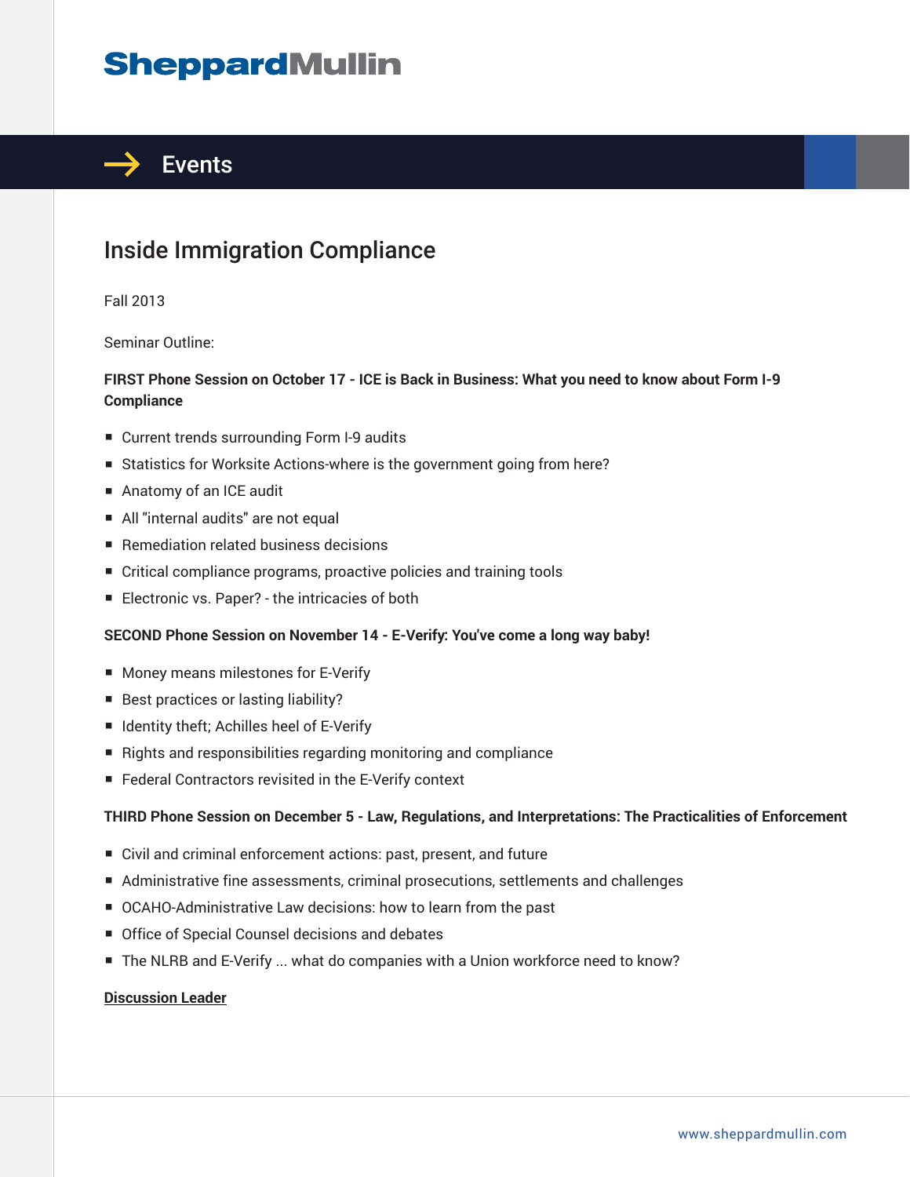# SheppardMullin

## Events

# Inside Immigration Compliance

Fall 2013

Seminar Outline:

**FIRST Phone Session on October 17 - ICE is Back in Business: What you need to know about Form I-9 Compliance**

- Current trends surrounding Form I-9 audits
- Statistics for Worksite Actions-where is the government going from here?
- Anatomy of an ICE audit
- All "internal audits" are not equal
- Remediation related business decisions
- Critical compliance programs, proactive policies and training tools
- Electronic vs. Paper? - the intricacies of both

**SECOND Phone Session on November 14 - E-Verify: You've come a long way baby!**

- Money means milestones for E-Verify
- Best practices or lasting liability?
- Identity theft; Achilles heel of E-Verify
- Rights and responsibilities regarding monitoring and compliance
- Federal Contractors revisited in the E-Verify context

**THIRD Phone Session on December 5 - Law, Regulations, and Interpretations: The Practicalities of Enforcement**

- Civil and criminal enforcement actions: past, present, and future
- Administrative fine assessments, criminal prosecutions, settlements and challenges
- OCAHO-Administrative Law decisions: how to learn from the past
- Office of Special Counsel decisions and debates
- The NLRB and E-Verify ... what do companies with a Union workforce need to know?

**Discussion Leader**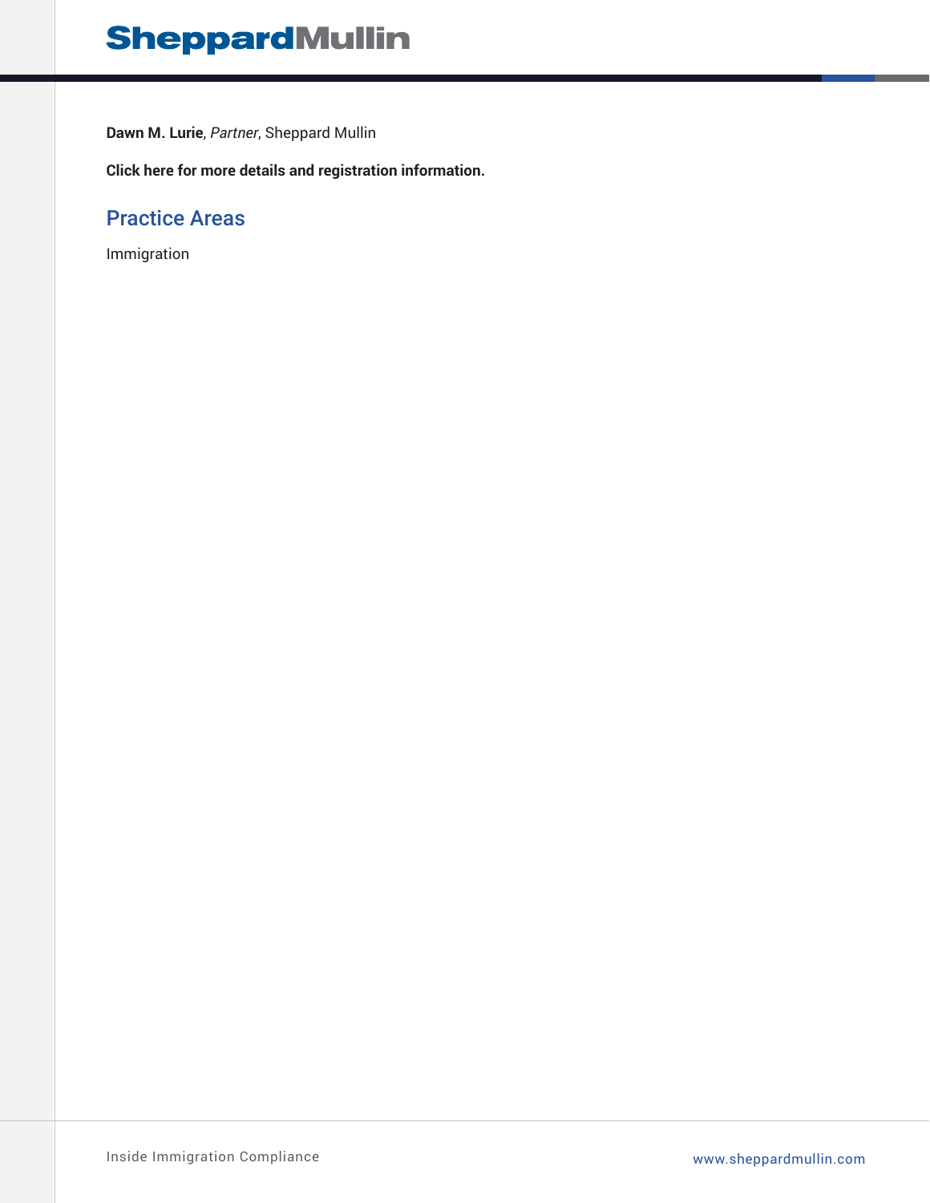**Dawn M. Lurie**, *Partner*, Sheppard Mullin

**Click here for more details and registration information.**

## Practice Areas

Immigration